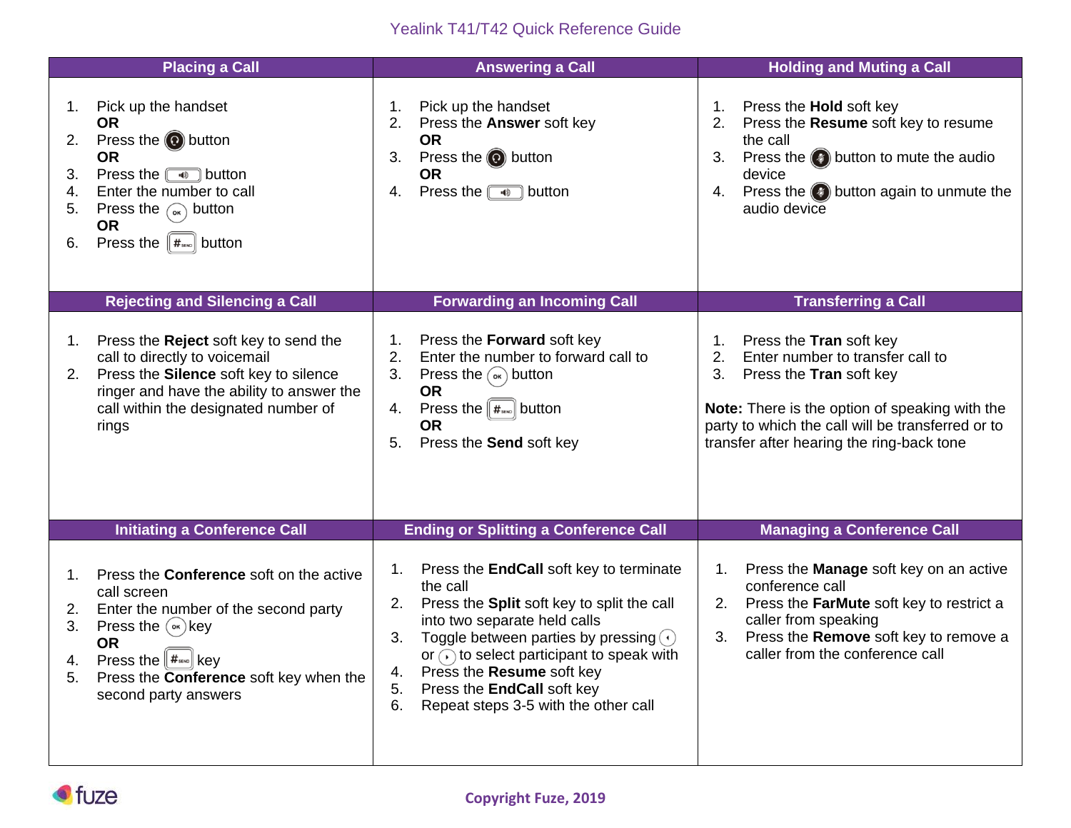# Yealink T41/T42 Quick Reference Guide

## Placing a Call

1. Pick up the handset
   **OR**
2. Press the button
   **OR**
3. Press the button
4. Enter the number to call
5. Press the OK button
   **OR**
6. Press the # button

## Answering a Call

1. Pick up the handset
2. Press the **Answer** soft key
   **OR**
3. Press the button
   **OR**
4. Press the button

## Holding and Muting a Call

1. Press the **Hold** soft key
2. Press the **Resume** soft key to resume the call
3. Press the button to mute the audio device
4. Press the button again to unmute the audio device

## Rejecting and Silencing a Call

1. Press the **Reject** soft key to send the call to directly to voicemail
2. Press the **Silence** soft key to silence ringer and have the ability to answer the call within the designated number of rings

## Forwarding an Incoming Call

1. Press the **Forward** soft key
2. Enter the number to forward call to
3. Press the OK button
   **OR**
4. Press the # button
   **OR**
5. Press the **Send** soft key

## Transferring a Call

1. Press the **Tran** soft key
2. Enter number to transfer call to
3. Press the **Tran** soft key

**Note:** There is the option of speaking with the party to which the call will be transferred or to transfer after hearing the ring-back tone

## Initiating a Conference Call

1. Press the **Conference** soft on the active call screen
2. Enter the number of the second party
3. Press the OK key
   **OR**
4. Press the # key
5. Press the **Conference** soft key when the second party answers

## Ending or Splitting a Conference Call

1. Press the **EndCall** soft key to terminate the call
2. Press the **Split** soft key to split the call into two separate held calls
3. Toggle between parties by pressing ◂ or ▸ to select participant to speak with
4. Press the **Resume** soft key
5. Press the **EndCall** soft key
6. Repeat steps 3-5 with the other call

## Managing a Conference Call

1. Press the **Manage** soft key on an active conference call
2. Press the **FarMute** soft key to restrict a caller from speaking
3. Press the **Remove** soft key to remove a caller from the conference call

fuze

Copyright Fuze, 2019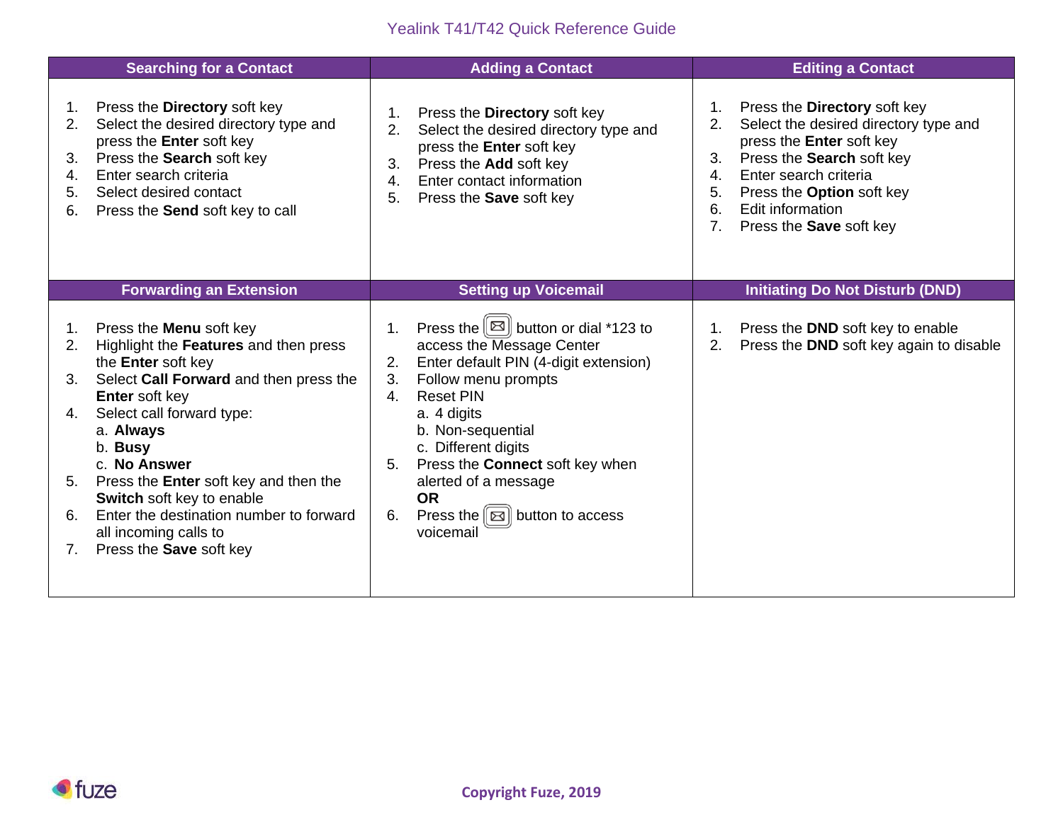# Yealink T41/T42 Quick Reference Guide

## Searching for a Contact

1. Press the **Directory** soft key
2. Select the desired directory type and press the **Enter** soft key
3. Press the **Search** soft key
4. Enter search criteria
5. Select desired contact
6. Press the **Send** soft key to call

## Adding a Contact

1. Press the **Directory** soft key
2. Select the desired directory type and press the **Enter** soft key
3. Press the **Add** soft key
4. Enter contact information
5. Press the **Save** soft key

## Editing a Contact

1. Press the **Directory** soft key
2. Select the desired directory type and press the **Enter** soft key
3. Press the **Search** soft key
4. Enter search criteria
5. Press the **Option** soft key
6. Edit information
7. Press the **Save** soft key

## Forwarding an Extension

1. Press the **Menu** soft key
2. Highlight the **Features** and then press the **Enter** soft key
3. Select **Call Forward** and then press the **Enter** soft key
4. Select call forward type:
   a. **Always**
   b. **Busy**
   c. **No Answer**
5. Press the **Enter** soft key and then the **Switch** soft key to enable
6. Enter the destination number to forward all incoming calls to
7. Press the **Save** soft key

## Setting up Voicemail

1. Press the ✉ button or dial *123 to access the Message Center
2. Enter default PIN (4-digit extension)
3. Follow menu prompts
4. Reset PIN
   a. 4 digits
   b. Non-sequential
   c. Different digits
5. Press the **Connect** soft key when alerted of a message
   **OR**
6. Press the ✉ button to access voicemail

## Initiating Do Not Disturb (DND)

1. Press the **DND** soft key to enable
2. Press the **DND** soft key again to disable

Copyright Fuze, 2019